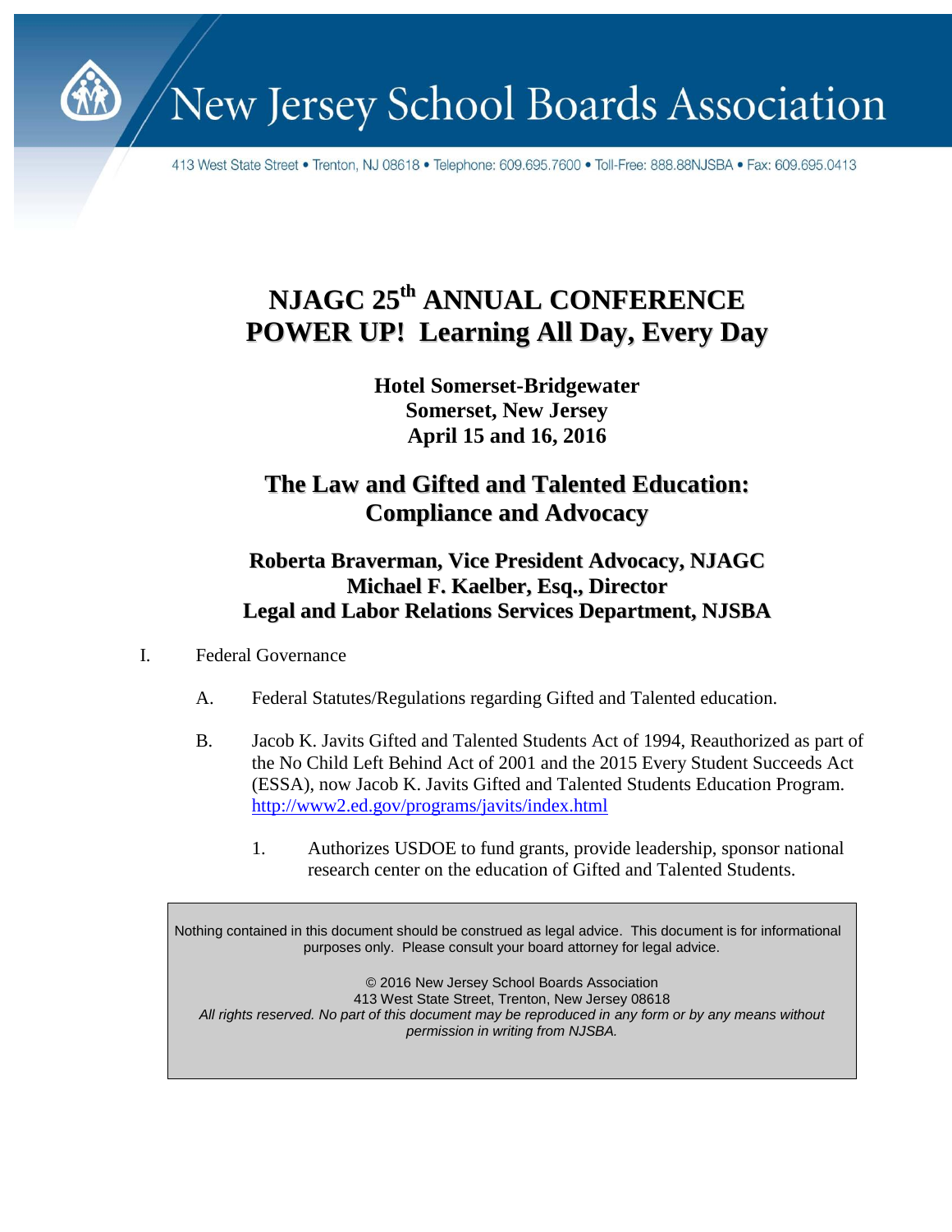# New Jersey School Boards Association

413 West State Street • Trenton, NJ 08618 • Telephone: 609.695.7600 • Toll-Free: 888.88NJSBA • Fax: 609.695.0413

## NJAGC 25th ANNUAL CONFERENCE
## POWER UP! Learning All Day, Every Day

**Hotel Somerset-Bridgewater**
**Somerset, New Jersey**
**April 15 and 16, 2016**

## The Law and Gifted and Talented Education: Compliance and Advocacy

**Roberta Braverman, Vice President Advocacy, NJAGC**
**Michael F. Kaelber, Esq., Director**
**Legal and Labor Relations Services Department, NJSBA**

I. Federal Governance

A. Federal Statutes/Regulations regarding Gifted and Talented education.

B. Jacob K. Javits Gifted and Talented Students Act of 1994, Reauthorized as part of the No Child Left Behind Act of 2001 and the 2015 Every Student Succeeds Act (ESSA), now Jacob K. Javits Gifted and Talented Students Education Program. http://www2.ed.gov/programs/javits/index.html

1. Authorizes USDOE to fund grants, provide leadership, sponsor national research center on the education of Gifted and Talented Students.

Nothing contained in this document should be construed as legal advice. This document is for informational purposes only. Please consult your board attorney for legal advice.

© 2016 New Jersey School Boards Association
413 West State Street, Trenton, New Jersey 08618
*All rights reserved. No part of this document may be reproduced in any form or by any means without permission in writing from NJSBA.*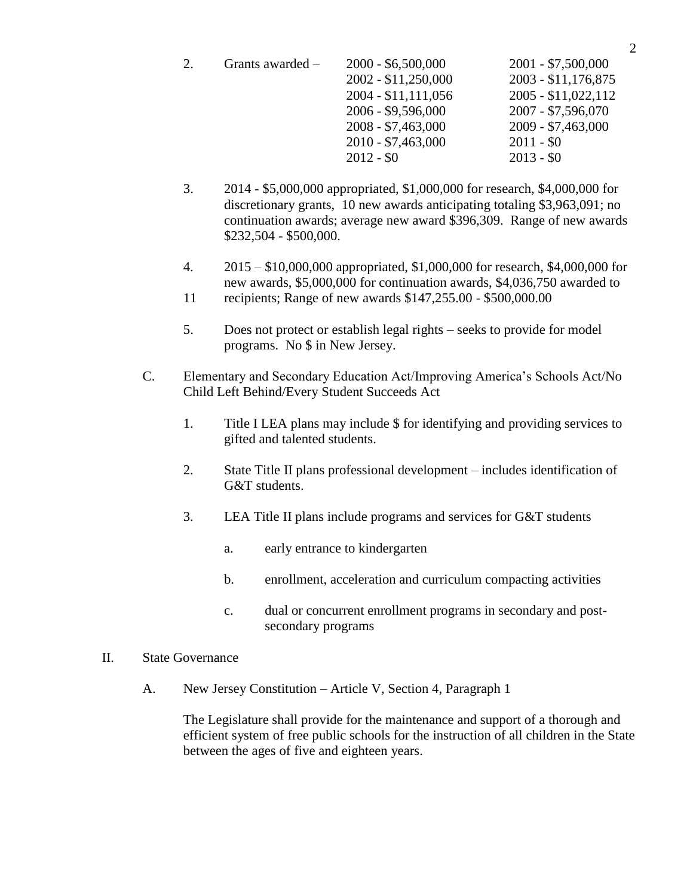2. Grants awarded –

| | |
|---|---|
| 2000 - $6,500,000 | 2001 - $7,500,000 |
| 2002 - $11,250,000 | 2003 - $11,176,875 |
| 2004 - $11,111,056 | 2005 - $11,022,112 |
| 2006 - $9,596,000 | 2007 - $7,596,070 |
| 2008 - $7,463,000 | 2009 - $7,463,000 |
| 2010 - $7,463,000 | 2011 - $0 |
| 2012 - $0 | 2013 - $0 |

3. 2014 - $5,000,000 appropriated, $1,000,000 for research, $4,000,000 for discretionary grants, 10 new awards anticipating totaling $3,963,091; no continuation awards; average new award $396,309. Range of new awards $232,504 - $500,000.

4. 2015 – $10,000,000 appropriated, $1,000,000 for research, $4,000,000 for new awards, $5,000,000 for continuation awards, $4,036,750 awarded to 11 recipients; Range of new awards $147,255.00 - $500,000.00

5. Does not protect or establish legal rights – seeks to provide for model programs. No $ in New Jersey.

C. Elementary and Secondary Education Act/Improving America's Schools Act/No Child Left Behind/Every Student Succeeds Act

1. Title I LEA plans may include $ for identifying and providing services to gifted and talented students.

2. State Title II plans professional development – includes identification of G&T students.

3. LEA Title II plans include programs and services for G&T students

   a. early entrance to kindergarten

   b. enrollment, acceleration and curriculum compacting activities

   c. dual or concurrent enrollment programs in secondary and post-secondary programs

II. State Governance

A. New Jersey Constitution – Article V, Section 4, Paragraph 1

The Legislature shall provide for the maintenance and support of a thorough and efficient system of free public schools for the instruction of all children in the State between the ages of five and eighteen years.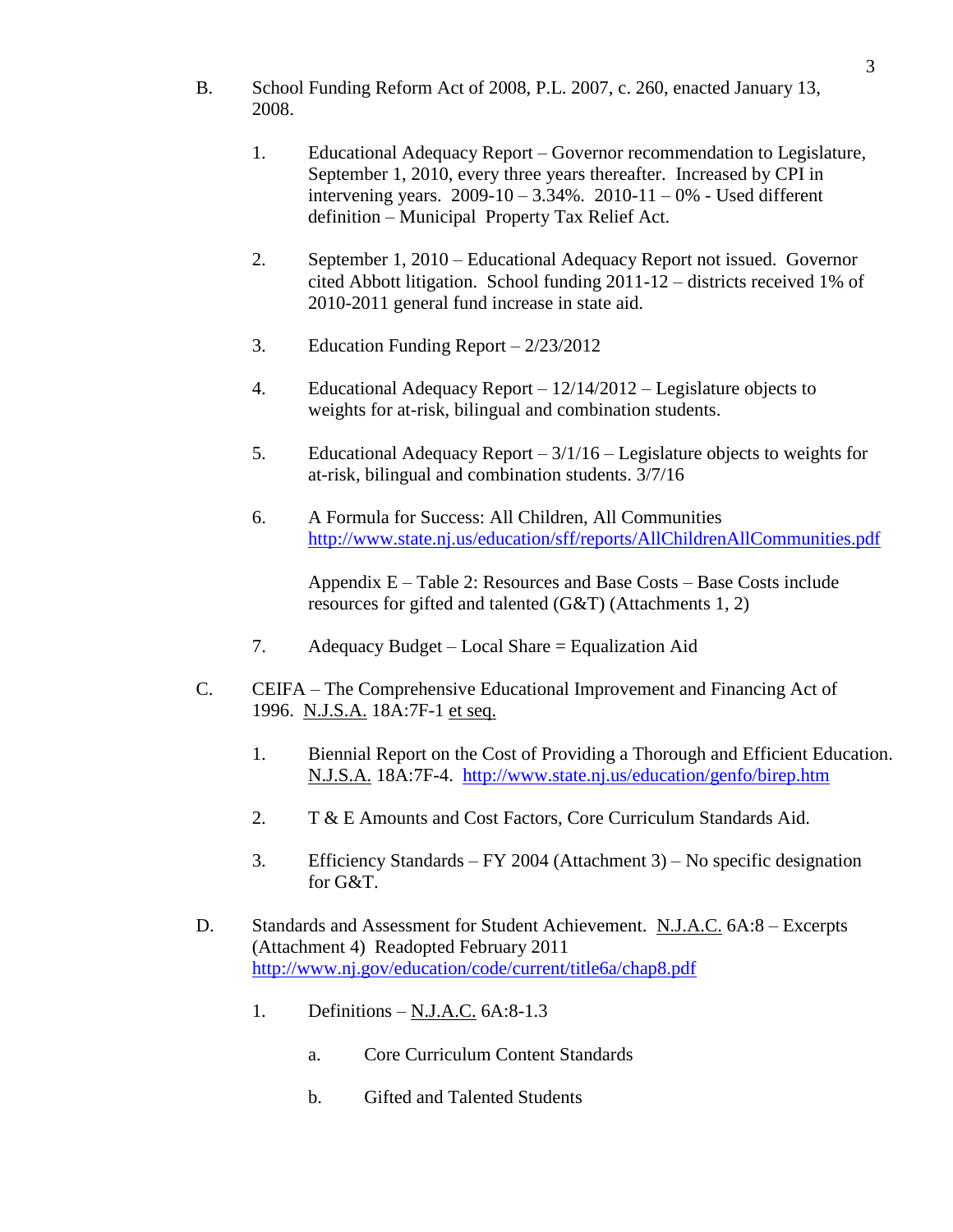B. School Funding Reform Act of 2008, P.L. 2007, c. 260, enacted January 13, 2008.

1. Educational Adequacy Report – Governor recommendation to Legislature, September 1, 2010, every three years thereafter. Increased by CPI in intervening years. 2009-10 – 3.34%. 2010-11 – 0% - Used different definition – Municipal Property Tax Relief Act.

2. September 1, 2010 – Educational Adequacy Report not issued. Governor cited Abbott litigation. School funding 2011-12 – districts received 1% of 2010-2011 general fund increase in state aid.

3. Education Funding Report – 2/23/2012

4. Educational Adequacy Report – 12/14/2012 – Legislature objects to weights for at-risk, bilingual and combination students.

5. Educational Adequacy Report – 3/1/16 – Legislature objects to weights for at-risk, bilingual and combination students. 3/7/16

6. A Formula for Success: All Children, All Communities
   http://www.state.nj.us/education/sff/reports/AllChildrenAllCommunities.pdf

   Appendix E – Table 2: Resources and Base Costs – Base Costs include resources for gifted and talented (G&T) (Attachments 1, 2)

7. Adequacy Budget – Local Share = Equalization Aid

C. CEIFA – The Comprehensive Educational Improvement and Financing Act of 1996. N.J.S.A. 18A:7F-1 et seq.

1. Biennial Report on the Cost of Providing a Thorough and Efficient Education. N.J.S.A. 18A:7F-4. http://www.state.nj.us/education/genfo/birep.htm

2. T & E Amounts and Cost Factors, Core Curriculum Standards Aid.

3. Efficiency Standards – FY 2004 (Attachment 3) – No specific designation for G&T.

D. Standards and Assessment for Student Achievement. N.J.A.C. 6A:8 – Excerpts (Attachment 4) Readopted February 2011
   http://www.nj.gov/education/code/current/title6a/chap8.pdf

1. Definitions – N.J.A.C. 6A:8-1.3

   a. Core Curriculum Content Standards

   b. Gifted and Talented Students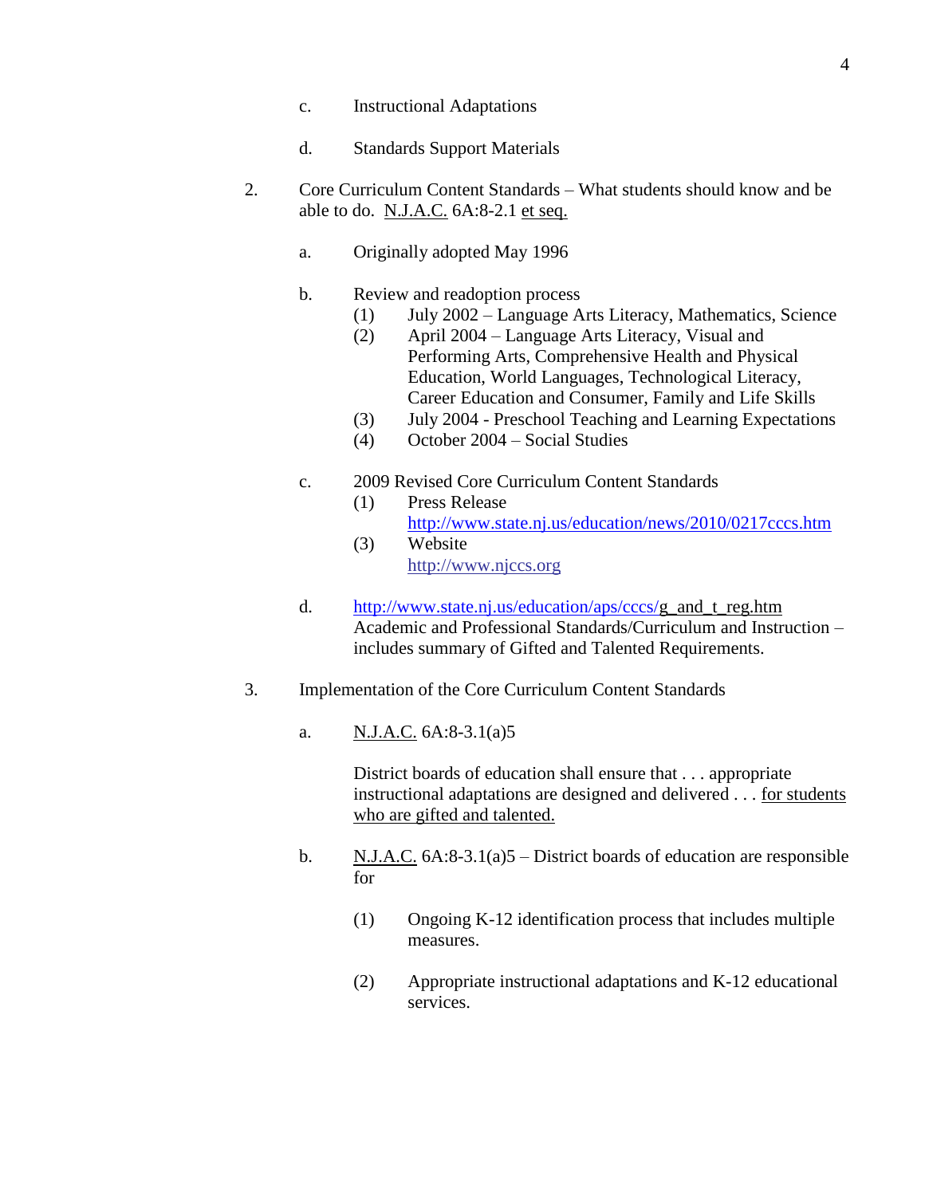c. Instructional Adaptations

d. Standards Support Materials

2. Core Curriculum Content Standards – What students should know and be able to do. N.J.A.C. 6A:8-2.1 et seq.

   a. Originally adopted May 1996

   b. Review and readoption process
      (1) July 2002 – Language Arts Literacy, Mathematics, Science
      (2) April 2004 – Language Arts Literacy, Visual and Performing Arts, Comprehensive Health and Physical Education, World Languages, Technological Literacy, Career Education and Consumer, Family and Life Skills
      (3) July 2004 - Preschool Teaching and Learning Expectations
      (4) October 2004 – Social Studies

   c. 2009 Revised Core Curriculum Content Standards
      (1) Press Release
      http://www.state.nj.us/education/news/2010/0217cccs.htm
      (3) Website
      http://www.njccs.org

   d. http://www.state.nj.us/education/aps/cccs/g_and_t_reg.htm
   Academic and Professional Standards/Curriculum and Instruction – includes summary of Gifted and Talented Requirements.

3. Implementation of the Core Curriculum Content Standards

   a. N.J.A.C. 6A:8-3.1(a)5

      District boards of education shall ensure that . . . appropriate instructional adaptations are designed and delivered . . . for students who are gifted and talented.

   b. N.J.A.C. 6A:8-3.1(a)5 – District boards of education are responsible for

      (1) Ongoing K-12 identification process that includes multiple measures.

      (2) Appropriate instructional adaptations and K-12 educational services.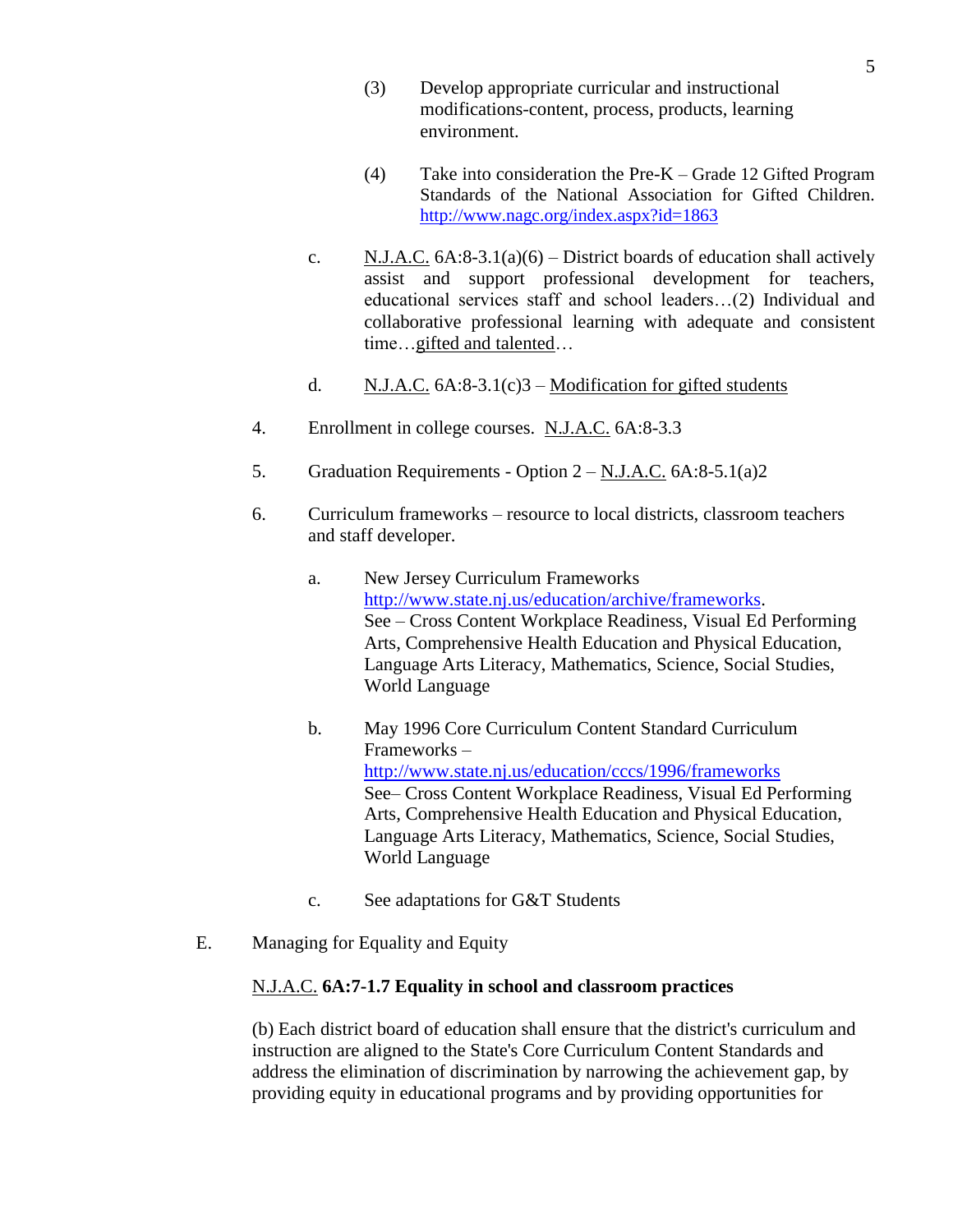(3) Develop appropriate curricular and instructional modifications-content, process, products, learning environment.

(4) Take into consideration the Pre-K – Grade 12 Gifted Program Standards of the National Association for Gifted Children. http://www.nagc.org/index.aspx?id=1863

c. N.J.A.C. 6A:8-3.1(a)(6) – District boards of education shall actively assist and support professional development for teachers, educational services staff and school leaders…(2) Individual and collaborative professional learning with adequate and consistent time…gifted and talented…

d. N.J.A.C. 6A:8-3.1(c)3 – Modification for gifted students

4. Enrollment in college courses. N.J.A.C. 6A:8-3.3

5. Graduation Requirements - Option 2 – N.J.A.C. 6A:8-5.1(a)2

6. Curriculum frameworks – resource to local districts, classroom teachers and staff developer.

   a. New Jersey Curriculum Frameworks http://www.state.nj.us/education/archive/frameworks. See – Cross Content Workplace Readiness, Visual Ed Performing Arts, Comprehensive Health Education and Physical Education, Language Arts Literacy, Mathematics, Science, Social Studies, World Language

   b. May 1996 Core Curriculum Content Standard Curriculum Frameworks – http://www.state.nj.us/education/cccs/1996/frameworks See– Cross Content Workplace Readiness, Visual Ed Performing Arts, Comprehensive Health Education and Physical Education, Language Arts Literacy, Mathematics, Science, Social Studies, World Language

   c. See adaptations for G&T Students

E. Managing for Equality and Equity

N.J.A.C. **6A:7-1.7 Equality in school and classroom practices**

(b) Each district board of education shall ensure that the district's curriculum and instruction are aligned to the State's Core Curriculum Content Standards and address the elimination of discrimination by narrowing the achievement gap, by providing equity in educational programs and by providing opportunities for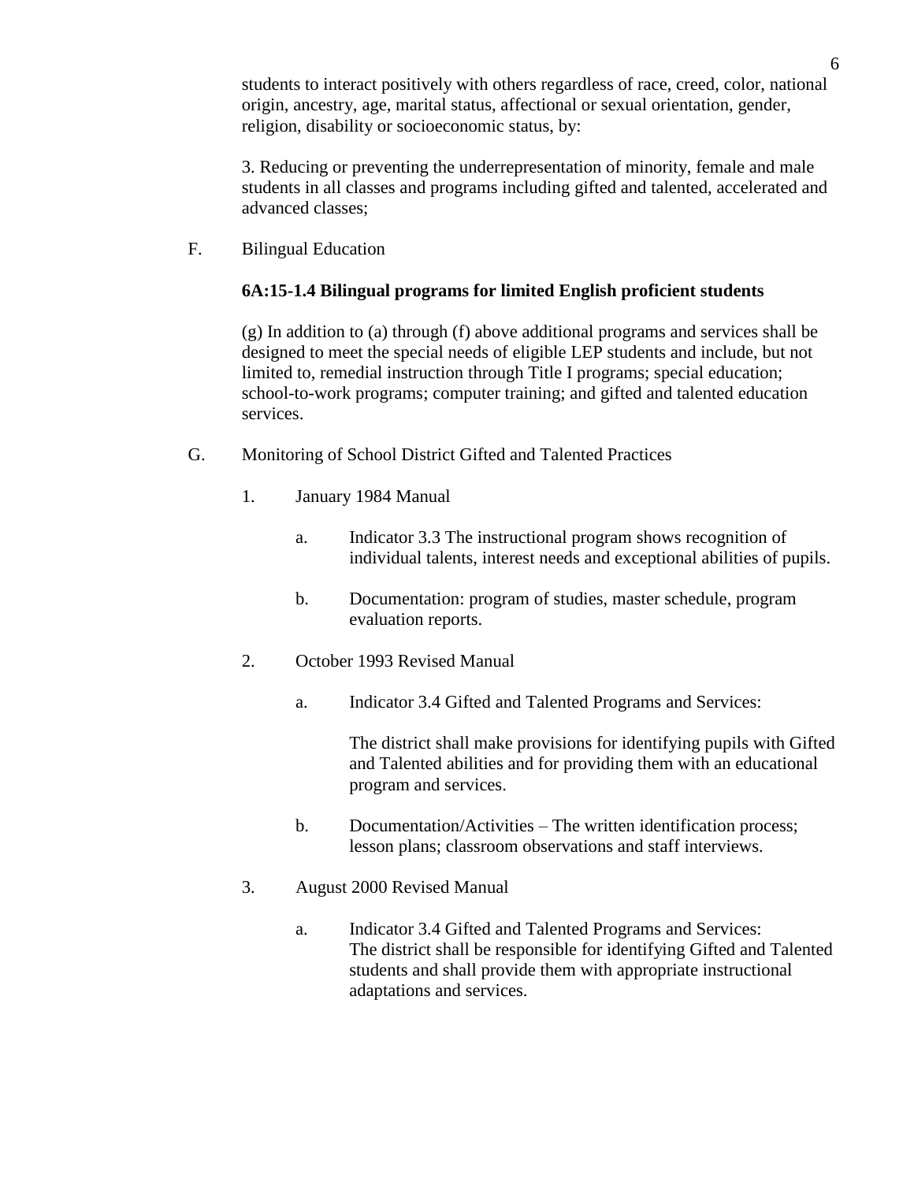students to interact positively with others regardless of race, creed, color, national origin, ancestry, age, marital status, affectional or sexual orientation, gender, religion, disability or socioeconomic status, by:

3. Reducing or preventing the underrepresentation of minority, female and male students in all classes and programs including gifted and talented, accelerated and advanced classes;

F. Bilingual Education

**6A:15-1.4 Bilingual programs for limited English proficient students**

(g) In addition to (a) through (f) above additional programs and services shall be designed to meet the special needs of eligible LEP students and include, but not limited to, remedial instruction through Title I programs; special education; school-to-work programs; computer training; and gifted and talented education services.

G. Monitoring of School District Gifted and Talented Practices

1. January 1984 Manual

    a. Indicator 3.3 The instructional program shows recognition of individual talents, interest needs and exceptional abilities of pupils.

    b. Documentation: program of studies, master schedule, program evaluation reports.

2. October 1993 Revised Manual

    a. Indicator 3.4 Gifted and Talented Programs and Services:

       The district shall make provisions for identifying pupils with Gifted and Talented abilities and for providing them with an educational program and services.

    b. Documentation/Activities – The written identification process; lesson plans; classroom observations and staff interviews.

3. August 2000 Revised Manual

    a. Indicator 3.4 Gifted and Talented Programs and Services: The district shall be responsible for identifying Gifted and Talented students and shall provide them with appropriate instructional adaptations and services.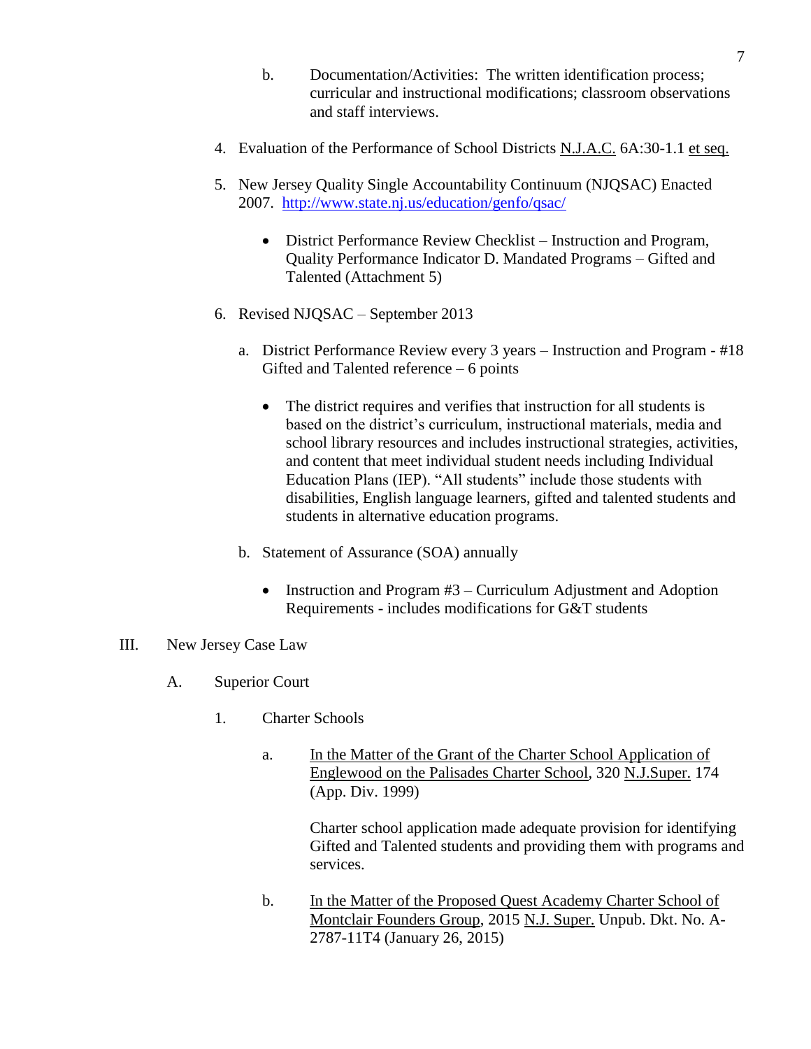b. Documentation/Activities: The written identification process; curricular and instructional modifications; classroom observations and staff interviews.

4. Evaluation of the Performance of School Districts N.J.A.C. 6A:30-1.1 et seq.

5. New Jersey Quality Single Accountability Continuum (NJQSAC) Enacted 2007. [http://www.state.nj.us/education/genfo/qsac/](http://www.state.nj.us/education/genfo/qsac/)

   - District Performance Review Checklist – Instruction and Program, Quality Performance Indicator D. Mandated Programs – Gifted and Talented (Attachment 5)

6. Revised NJQSAC – September 2013

   a. District Performance Review every 3 years – Instruction and Program - #18 Gifted and Talented reference – 6 points

      - The district requires and verifies that instruction for all students is based on the district's curriculum, instructional materials, media and school library resources and includes instructional strategies, activities, and content that meet individual student needs including Individual Education Plans (IEP). "All students" include those students with disabilities, English language learners, gifted and talented students and students in alternative education programs.

   b. Statement of Assurance (SOA) annually

      - Instruction and Program #3 – Curriculum Adjustment and Adoption Requirements - includes modifications for G&T students

III. New Jersey Case Law

A. Superior Court

1. Charter Schools

a. In the Matter of the Grant of the Charter School Application of Englewood on the Palisades Charter School, 320 N.J.Super. 174 (App. Div. 1999)

Charter school application made adequate provision for identifying Gifted and Talented students and providing them with programs and services.

b. In the Matter of the Proposed Quest Academy Charter School of Montclair Founders Group, 2015 N.J. Super. Unpub. Dkt. No. A-2787-11T4 (January 26, 2015)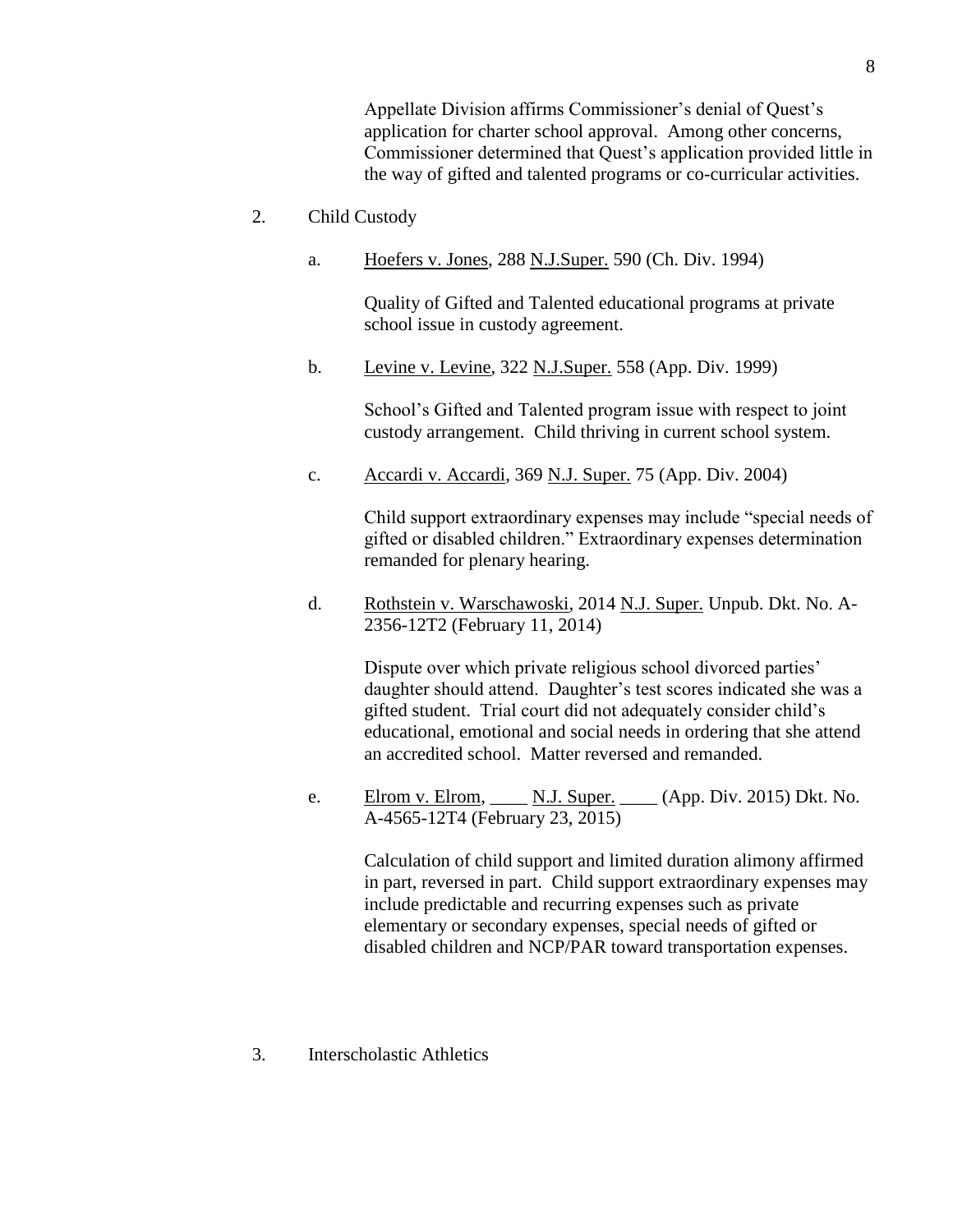Appellate Division affirms Commissioner's denial of Quest's application for charter school approval. Among other concerns, Commissioner determined that Quest's application provided little in the way of gifted and talented programs or co-curricular activities.

2. Child Custody

   a. Hoefers v. Jones, 288 N.J.Super. 590 (Ch. Div. 1994)

      Quality of Gifted and Talented educational programs at private school issue in custody agreement.

   b. Levine v. Levine, 322 N.J.Super. 558 (App. Div. 1999)

      School's Gifted and Talented program issue with respect to joint custody arrangement. Child thriving in current school system.

   c. Accardi v. Accardi, 369 N.J. Super. 75 (App. Div. 2004)

      Child support extraordinary expenses may include "special needs of gifted or disabled children." Extraordinary expenses determination remanded for plenary hearing.

   d. Rothstein v. Warschawoski, 2014 N.J. Super. Unpub. Dkt. No. A-2356-12T2 (February 11, 2014)

      Dispute over which private religious school divorced parties' daughter should attend. Daughter's test scores indicated she was a gifted student. Trial court did not adequately consider child's educational, emotional and social needs in ordering that she attend an accredited school. Matter reversed and remanded.

   e. Elrom v. Elrom, ____ N.J. Super. ____ (App. Div. 2015) Dkt. No. A-4565-12T4 (February 23, 2015)

      Calculation of child support and limited duration alimony affirmed in part, reversed in part. Child support extraordinary expenses may include predictable and recurring expenses such as private elementary or secondary expenses, special needs of gifted or disabled children and NCP/PAR toward transportation expenses.

3. Interscholastic Athletics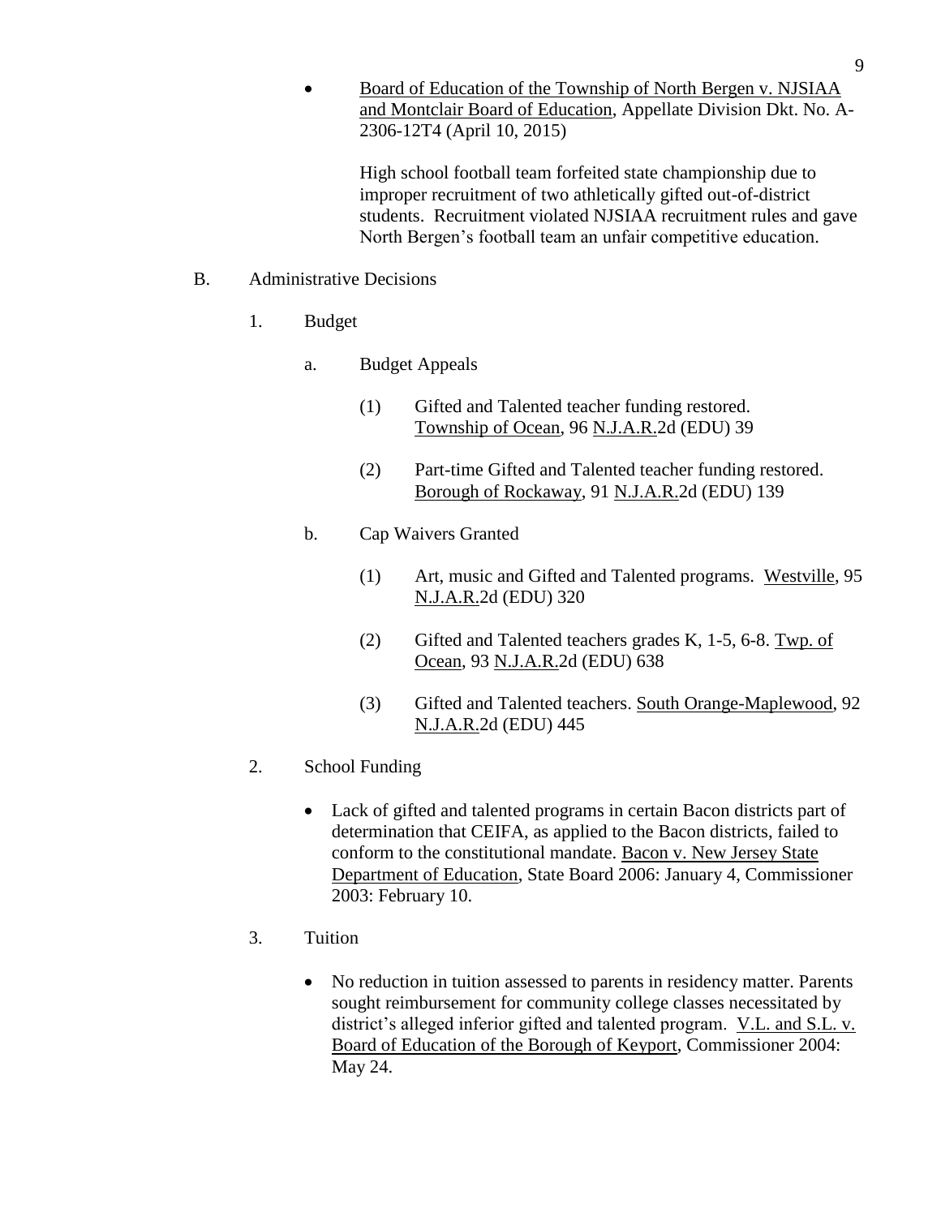- Board of Education of the Township of North Bergen v. NJSIAA and Montclair Board of Education, Appellate Division Dkt. No. A-2306-12T4 (April 10, 2015)

  High school football team forfeited state championship due to improper recruitment of two athletically gifted out-of-district students. Recruitment violated NJSIAA recruitment rules and gave North Bergen's football team an unfair competitive education.

B. Administrative Decisions

1. Budget

   a. Budget Appeals

      (1) Gifted and Talented teacher funding restored. Township of Ocean, 96 N.J.A.R.2d (EDU) 39

      (2) Part-time Gifted and Talented teacher funding restored. Borough of Rockaway, 91 N.J.A.R.2d (EDU) 139

   b. Cap Waivers Granted

      (1) Art, music and Gifted and Talented programs. Westville, 95 N.J.A.R.2d (EDU) 320

      (2) Gifted and Talented teachers grades K, 1-5, 6-8. Twp. of Ocean, 93 N.J.A.R.2d (EDU) 638

      (3) Gifted and Talented teachers. South Orange-Maplewood, 92 N.J.A.R.2d (EDU) 445

2. School Funding

   - Lack of gifted and talented programs in certain Bacon districts part of determination that CEIFA, as applied to the Bacon districts, failed to conform to the constitutional mandate. Bacon v. New Jersey State Department of Education, State Board 2006: January 4, Commissioner 2003: February 10.

3. Tuition

   - No reduction in tuition assessed to parents in residency matter. Parents sought reimbursement for community college classes necessitated by district's alleged inferior gifted and talented program. V.L. and S.L. v. Board of Education of the Borough of Keyport, Commissioner 2004: May 24.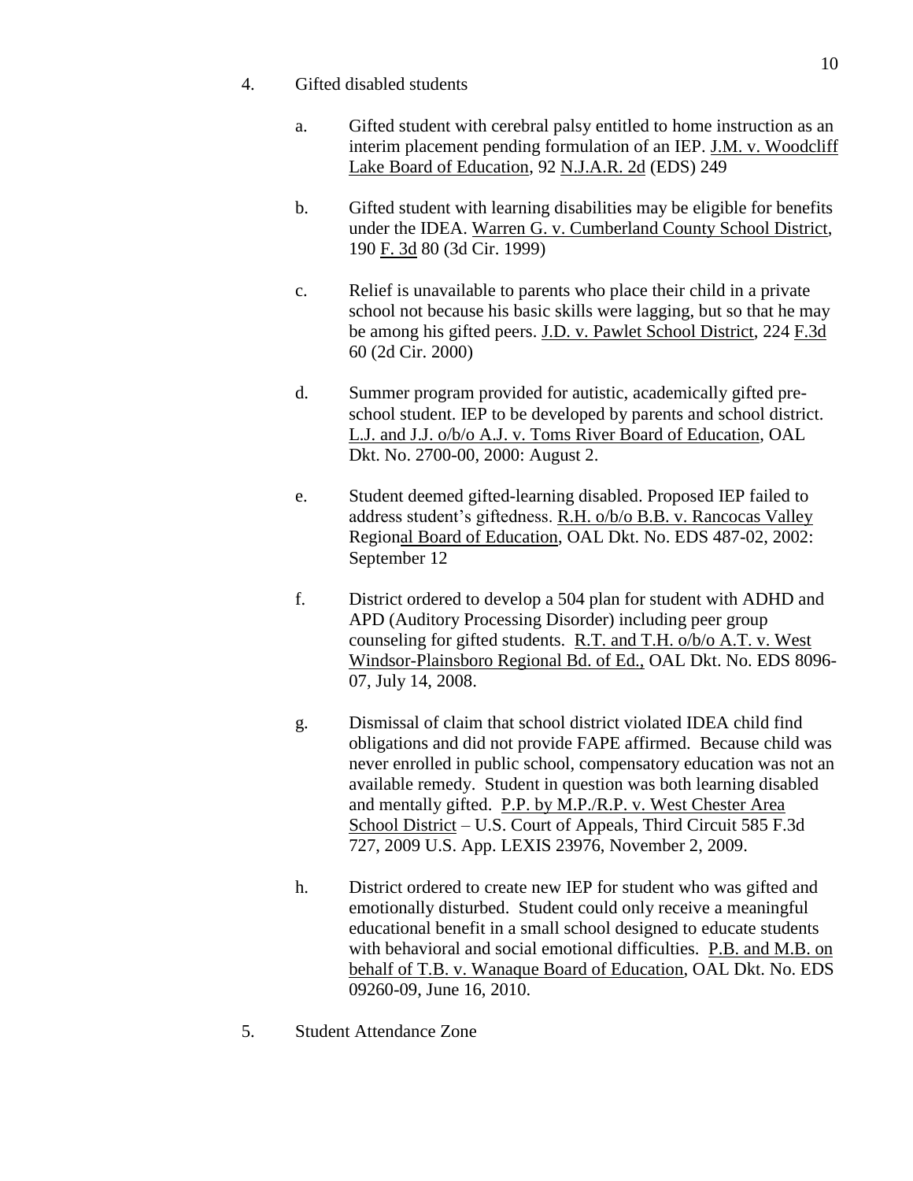4. Gifted disabled students

   a. Gifted student with cerebral palsy entitled to home instruction as an interim placement pending formulation of an IEP. J.M. v. Woodcliff Lake Board of Education, 92 N.J.A.R. 2d (EDS) 249

   b. Gifted student with learning disabilities may be eligible for benefits under the IDEA. Warren G. v. Cumberland County School District, 190 F. 3d 80 (3d Cir. 1999)

   c. Relief is unavailable to parents who place their child in a private school not because his basic skills were lagging, but so that he may be among his gifted peers. J.D. v. Pawlet School District, 224 F.3d 60 (2d Cir. 2000)

   d. Summer program provided for autistic, academically gifted pre-school student. IEP to be developed by parents and school district. L.J. and J.J. o/b/o A.J. v. Toms River Board of Education, OAL Dkt. No. 2700-00, 2000: August 2.

   e. Student deemed gifted-learning disabled. Proposed IEP failed to address student's giftedness. R.H. o/b/o B.B. v. Rancocas Valley Regional Board of Education, OAL Dkt. No. EDS 487-02, 2002: September 12

   f. District ordered to develop a 504 plan for student with ADHD and APD (Auditory Processing Disorder) including peer group counseling for gifted students. R.T. and T.H. o/b/o A.T. v. West Windsor-Plainsboro Regional Bd. of Ed., OAL Dkt. No. EDS 8096-07, July 14, 2008.

   g. Dismissal of claim that school district violated IDEA child find obligations and did not provide FAPE affirmed. Because child was never enrolled in public school, compensatory education was not an available remedy. Student in question was both learning disabled and mentally gifted. P.P. by M.P./R.P. v. West Chester Area School District – U.S. Court of Appeals, Third Circuit 585 F.3d 727, 2009 U.S. App. LEXIS 23976, November 2, 2009.

   h. District ordered to create new IEP for student who was gifted and emotionally disturbed. Student could only receive a meaningful educational benefit in a small school designed to educate students with behavioral and social emotional difficulties. P.B. and M.B. on behalf of T.B. v. Wanaque Board of Education, OAL Dkt. No. EDS 09260-09, June 16, 2010.

5. Student Attendance Zone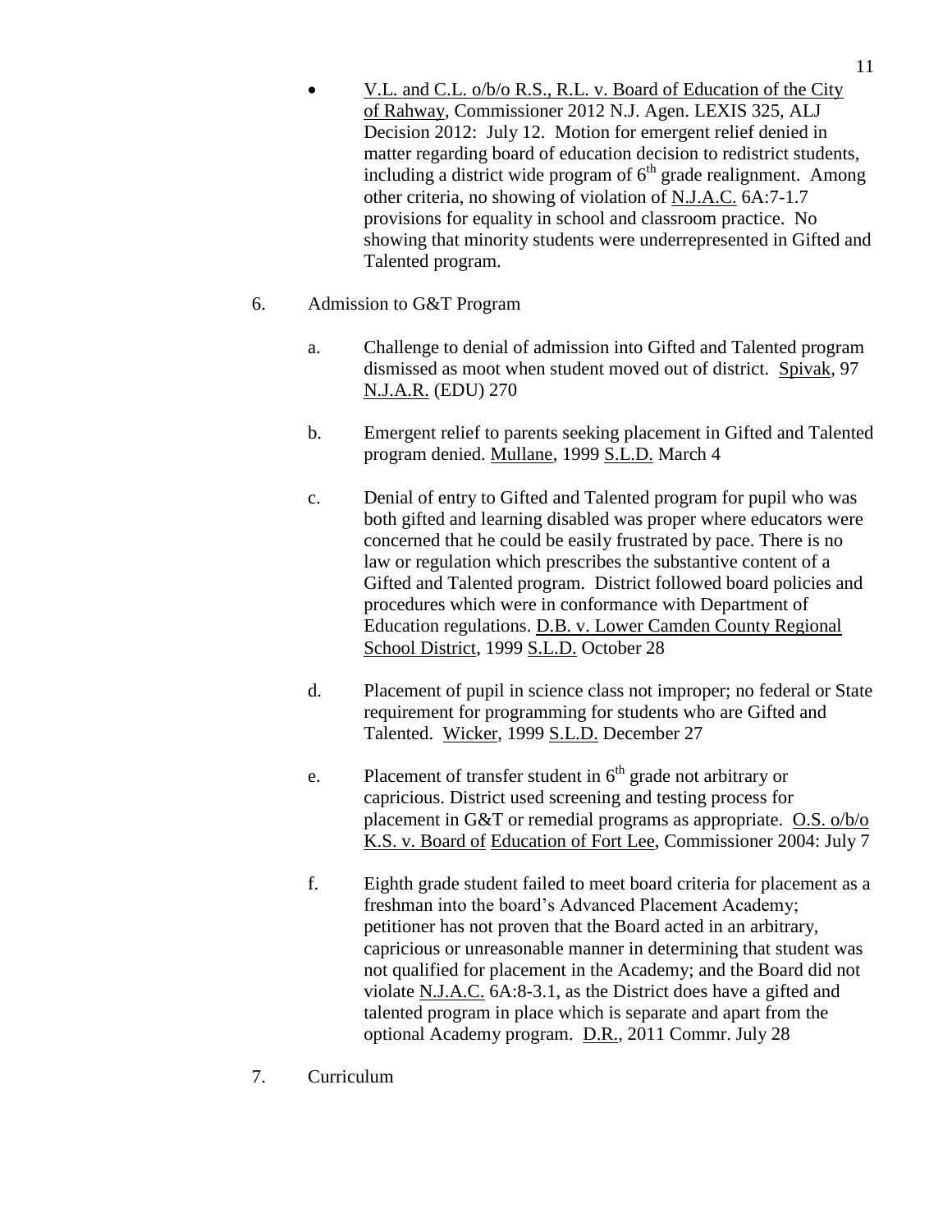- V.L. and C.L. o/b/o R.S., R.L. v. Board of Education of the City of Rahway, Commissioner 2012 N.J. Agen. LEXIS 325, ALJ Decision 2012: July 12. Motion for emergent relief denied in matter regarding board of education decision to redistrict students, including a district wide program of 6th grade realignment. Among other criteria, no showing of violation of N.J.A.C. 6A:7-1.7 provisions for equality in school and classroom practice. No showing that minority students were underrepresented in Gifted and Talented program.

6. Admission to G&T Program

   a. Challenge to denial of admission into Gifted and Talented program dismissed as moot when student moved out of district. Spivak, 97 N.J.A.R. (EDU) 270

   b. Emergent relief to parents seeking placement in Gifted and Talented program denied. Mullane, 1999 S.L.D. March 4

   c. Denial of entry to Gifted and Talented program for pupil who was both gifted and learning disabled was proper where educators were concerned that he could be easily frustrated by pace. There is no law or regulation which prescribes the substantive content of a Gifted and Talented program. District followed board policies and procedures which were in conformance with Department of Education regulations. D.B. v. Lower Camden County Regional School District, 1999 S.L.D. October 28

   d. Placement of pupil in science class not improper; no federal or State requirement for programming for students who are Gifted and Talented. Wicker, 1999 S.L.D. December 27

   e. Placement of transfer student in 6th grade not arbitrary or capricious. District used screening and testing process for placement in G&T or remedial programs as appropriate. O.S. o/b/o K.S. v. Board of Education of Fort Lee, Commissioner 2004: July 7

   f. Eighth grade student failed to meet board criteria for placement as a freshman into the board's Advanced Placement Academy; petitioner has not proven that the Board acted in an arbitrary, capricious or unreasonable manner in determining that student was not qualified for placement in the Academy; and the Board did not violate N.J.A.C. 6A:8-3.1, as the District does have a gifted and talented program in place which is separate and apart from the optional Academy program. D.R., 2011 Commr. July 28

7. Curriculum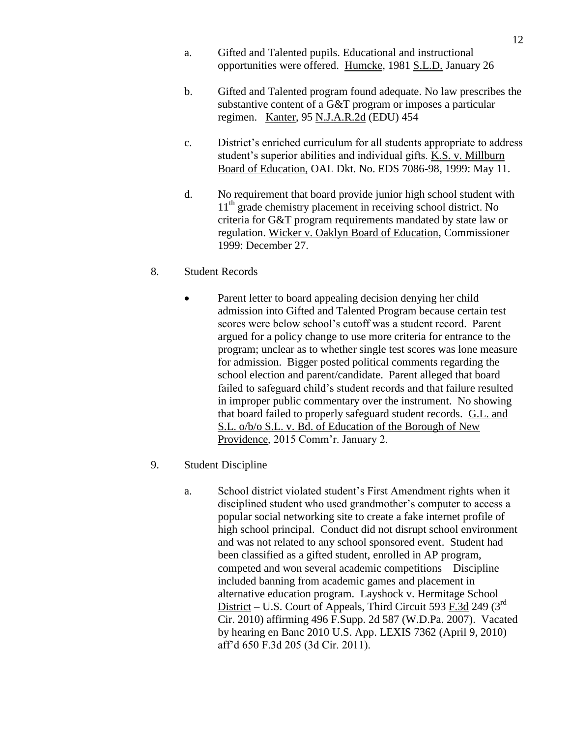a. Gifted and Talented pupils. Educational and instructional opportunities were offered. Humcke, 1981 S.L.D. January 26

b. Gifted and Talented program found adequate. No law prescribes the substantive content of a G&T program or imposes a particular regimen. Kanter, 95 N.J.A.R.2d (EDU) 454

c. District's enriched curriculum for all students appropriate to address student's superior abilities and individual gifts. K.S. v. Millburn Board of Education, OAL Dkt. No. EDS 7086-98, 1999: May 11.

d. No requirement that board provide junior high school student with 11th grade chemistry placement in receiving school district. No criteria for G&T program requirements mandated by state law or regulation. Wicker v. Oaklyn Board of Education, Commissioner 1999: December 27.

8. Student Records

- Parent letter to board appealing decision denying her child admission into Gifted and Talented Program because certain test scores were below school's cutoff was a student record. Parent argued for a policy change to use more criteria for entrance to the program; unclear as to whether single test scores was lone measure for admission. Bigger posted political comments regarding the school election and parent/candidate. Parent alleged that board failed to safeguard child's student records and that failure resulted in improper public commentary over the instrument. No showing that board failed to properly safeguard student records. G.L. and S.L. o/b/o S.L. v. Bd. of Education of the Borough of New Providence, 2015 Comm'r. January 2.

9. Student Discipline

a. School district violated student's First Amendment rights when it disciplined student who used grandmother's computer to access a popular social networking site to create a fake internet profile of high school principal. Conduct did not disrupt school environment and was not related to any school sponsored event. Student had been classified as a gifted student, enrolled in AP program, competed and won several academic competitions – Discipline included banning from academic games and placement in alternative education program. Layshock v. Hermitage School District – U.S. Court of Appeals, Third Circuit 593 F.3d 249 (3rd Cir. 2010) affirming 496 F.Supp. 2d 587 (W.D.Pa. 2007). Vacated by hearing en Banc 2010 U.S. App. LEXIS 7362 (April 9, 2010) aff'd 650 F.3d 205 (3d Cir. 2011).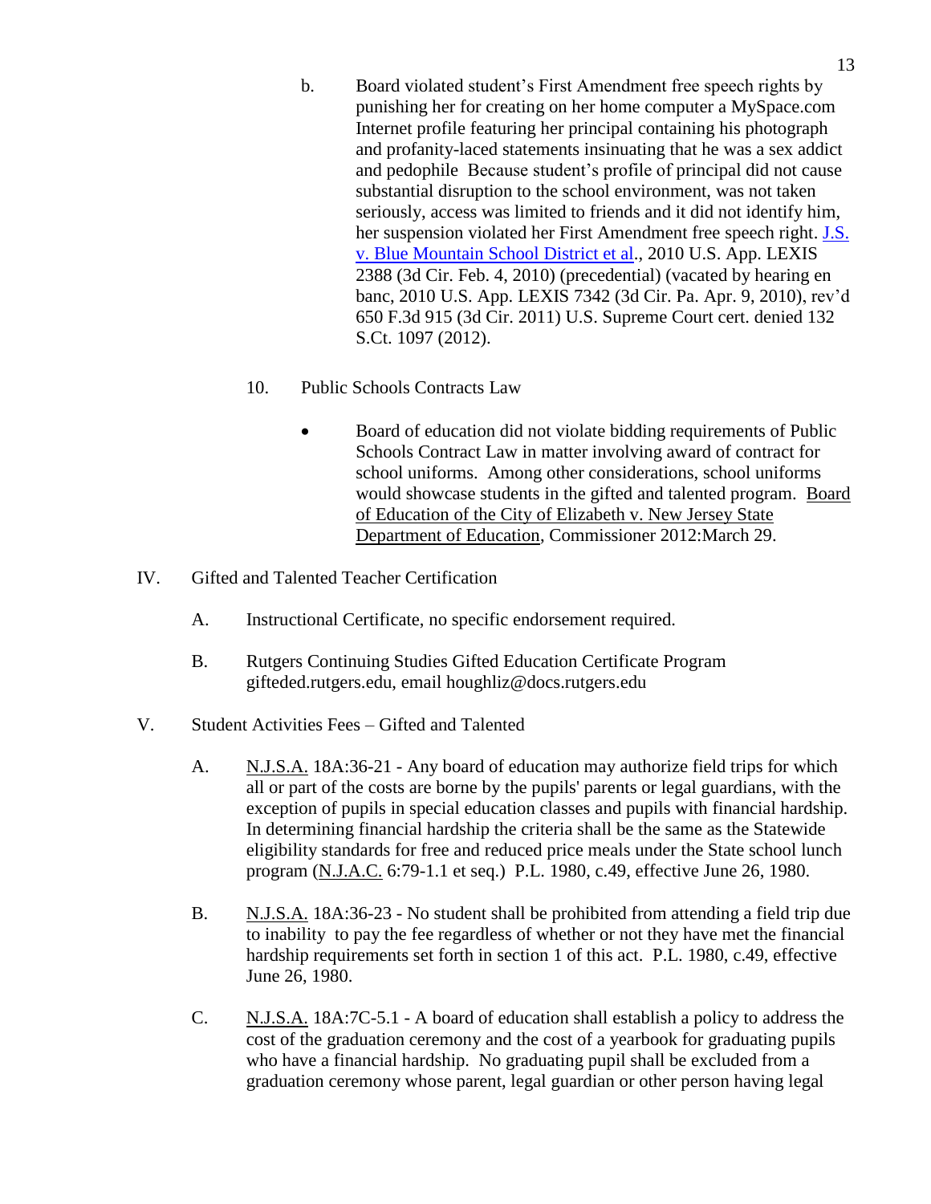b. Board violated student's First Amendment free speech rights by punishing her for creating on her home computer a MySpace.com Internet profile featuring her principal containing his photograph and profanity-laced statements insinuating that he was a sex addict and pedophile Because student's profile of principal did not cause substantial disruption to the school environment, was not taken seriously, access was limited to friends and it did not identify him, her suspension violated her First Amendment free speech right. J.S. v. Blue Mountain School District et al., 2010 U.S. App. LEXIS 2388 (3d Cir. Feb. 4, 2010) (precedential) (vacated by hearing en banc, 2010 U.S. App. LEXIS 7342 (3d Cir. Pa. Apr. 9, 2010), rev'd 650 F.3d 915 (3d Cir. 2011) U.S. Supreme Court cert. denied 132 S.Ct. 1097 (2012).

10. Public Schools Contracts Law

- Board of education did not violate bidding requirements of Public Schools Contract Law in matter involving award of contract for school uniforms. Among other considerations, school uniforms would showcase students in the gifted and talented program. Board of Education of the City of Elizabeth v. New Jersey State Department of Education, Commissioner 2012:March 29.

IV. Gifted and Talented Teacher Certification

A. Instructional Certificate, no specific endorsement required.

B. Rutgers Continuing Studies Gifted Education Certificate Program gifteded.rutgers.edu, email houghliz@docs.rutgers.edu

V. Student Activities Fees – Gifted and Talented

A. N.J.S.A. 18A:36-21 - Any board of education may authorize field trips for which all or part of the costs are borne by the pupils' parents or legal guardians, with the exception of pupils in special education classes and pupils with financial hardship. In determining financial hardship the criteria shall be the same as the Statewide eligibility standards for free and reduced price meals under the State school lunch program (N.J.A.C. 6:79-1.1 et seq.) P.L. 1980, c.49, effective June 26, 1980.

B. N.J.S.A. 18A:36-23 - No student shall be prohibited from attending a field trip due to inability to pay the fee regardless of whether or not they have met the financial hardship requirements set forth in section 1 of this act. P.L. 1980, c.49, effective June 26, 1980.

C. N.J.S.A. 18A:7C-5.1 - A board of education shall establish a policy to address the cost of the graduation ceremony and the cost of a yearbook for graduating pupils who have a financial hardship. No graduating pupil shall be excluded from a graduation ceremony whose parent, legal guardian or other person having legal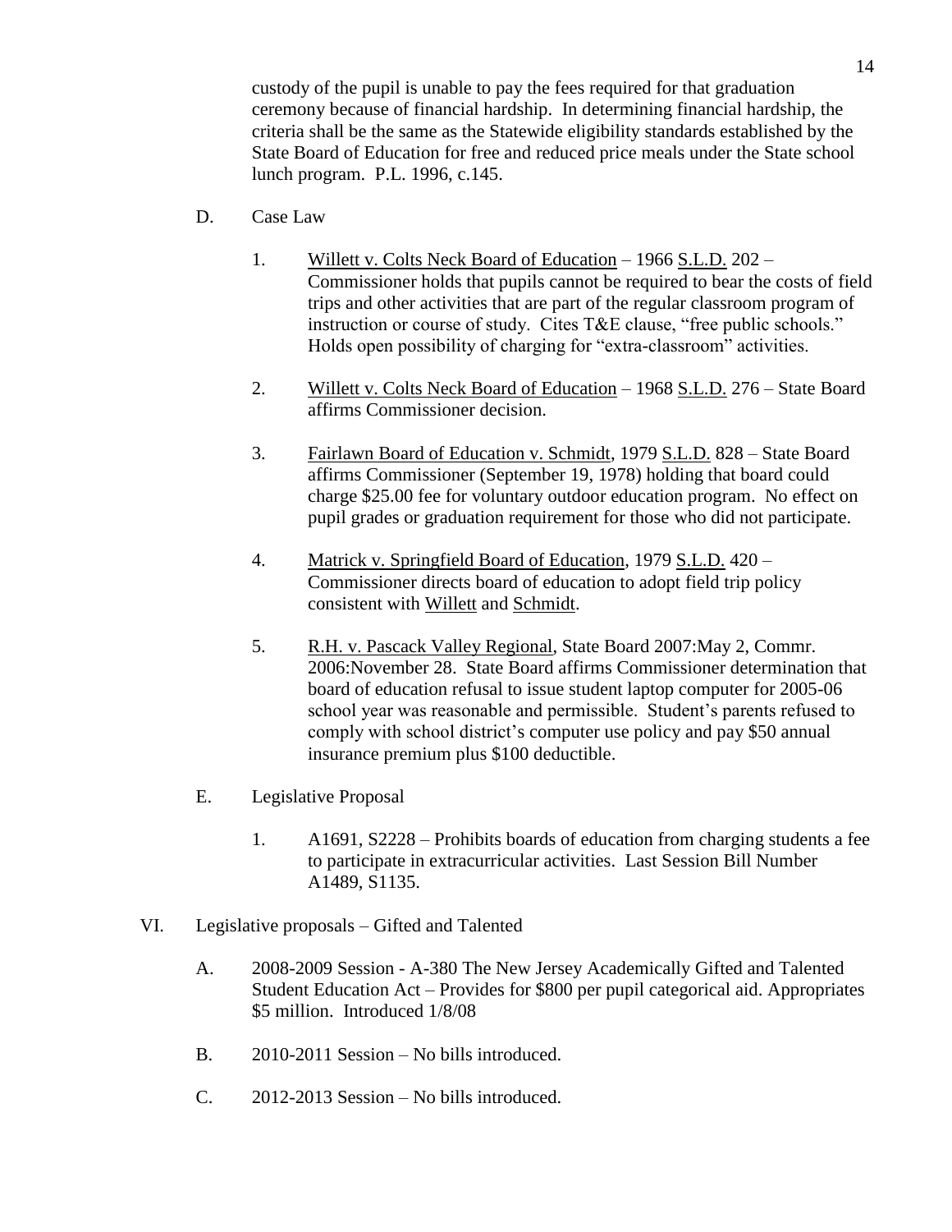custody of the pupil is unable to pay the fees required for that graduation ceremony because of financial hardship. In determining financial hardship, the criteria shall be the same as the Statewide eligibility standards established by the State Board of Education for free and reduced price meals under the State school lunch program. P.L. 1996, c.145.

D. Case Law

1. Willett v. Colts Neck Board of Education – 1966 S.L.D. 202 – Commissioner holds that pupils cannot be required to bear the costs of field trips and other activities that are part of the regular classroom program of instruction or course of study. Cites T&E clause, "free public schools." Holds open possibility of charging for "extra-classroom" activities.

2. Willett v. Colts Neck Board of Education – 1968 S.L.D. 276 – State Board affirms Commissioner decision.

3. Fairlawn Board of Education v. Schmidt, 1979 S.L.D. 828 – State Board affirms Commissioner (September 19, 1978) holding that board could charge $25.00 fee for voluntary outdoor education program. No effect on pupil grades or graduation requirement for those who did not participate.

4. Matrick v. Springfield Board of Education, 1979 S.L.D. 420 – Commissioner directs board of education to adopt field trip policy consistent with Willett and Schmidt.

5. R.H. v. Pascack Valley Regional, State Board 2007:May 2, Commr. 2006:November 28. State Board affirms Commissioner determination that board of education refusal to issue student laptop computer for 2005-06 school year was reasonable and permissible. Student's parents refused to comply with school district's computer use policy and pay $50 annual insurance premium plus $100 deductible.

E. Legislative Proposal

1. A1691, S2228 – Prohibits boards of education from charging students a fee to participate in extracurricular activities. Last Session Bill Number A1489, S1135.

VI. Legislative proposals – Gifted and Talented

A. 2008-2009 Session - A-380 The New Jersey Academically Gifted and Talented Student Education Act – Provides for $800 per pupil categorical aid. Appropriates $5 million. Introduced 1/8/08

B. 2010-2011 Session – No bills introduced.

C. 2012-2013 Session – No bills introduced.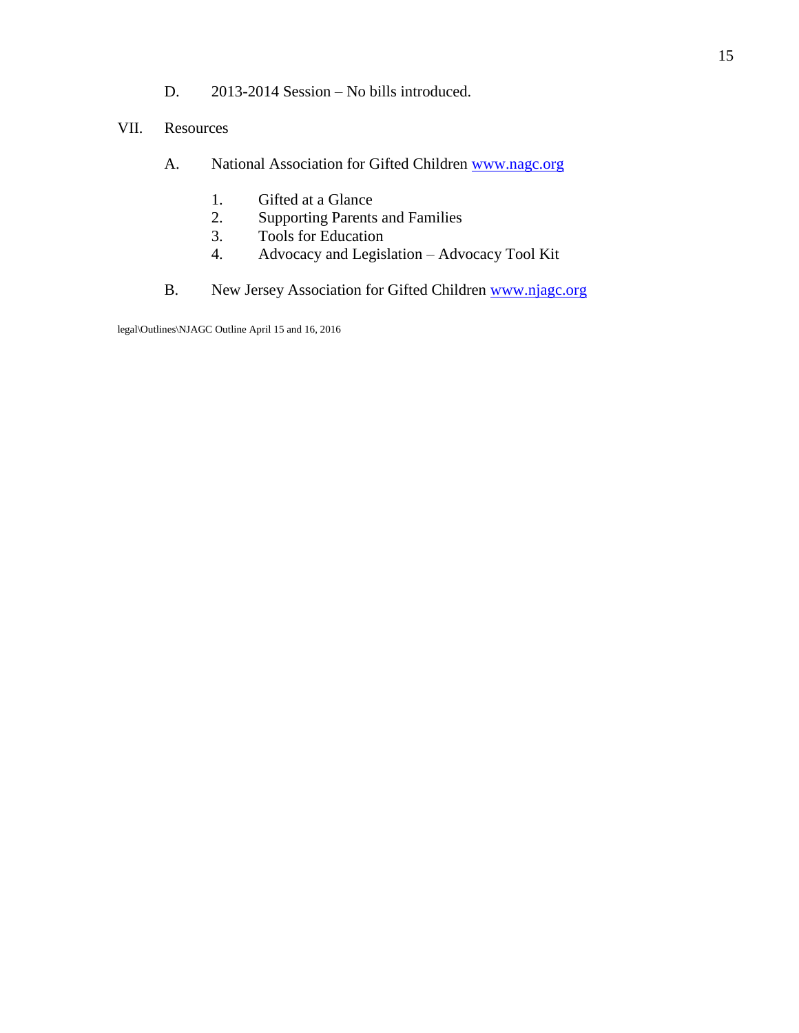D. 2013-2014 Session – No bills introduced.

VII. Resources

A. National Association for Gifted Children www.nagc.org

1. Gifted at a Glance
2. Supporting Parents and Families
3. Tools for Education
4. Advocacy and Legislation – Advocacy Tool Kit

B. New Jersey Association for Gifted Children www.njagc.org

legal\Outlines\NJAGC Outline April 15 and 16, 2016